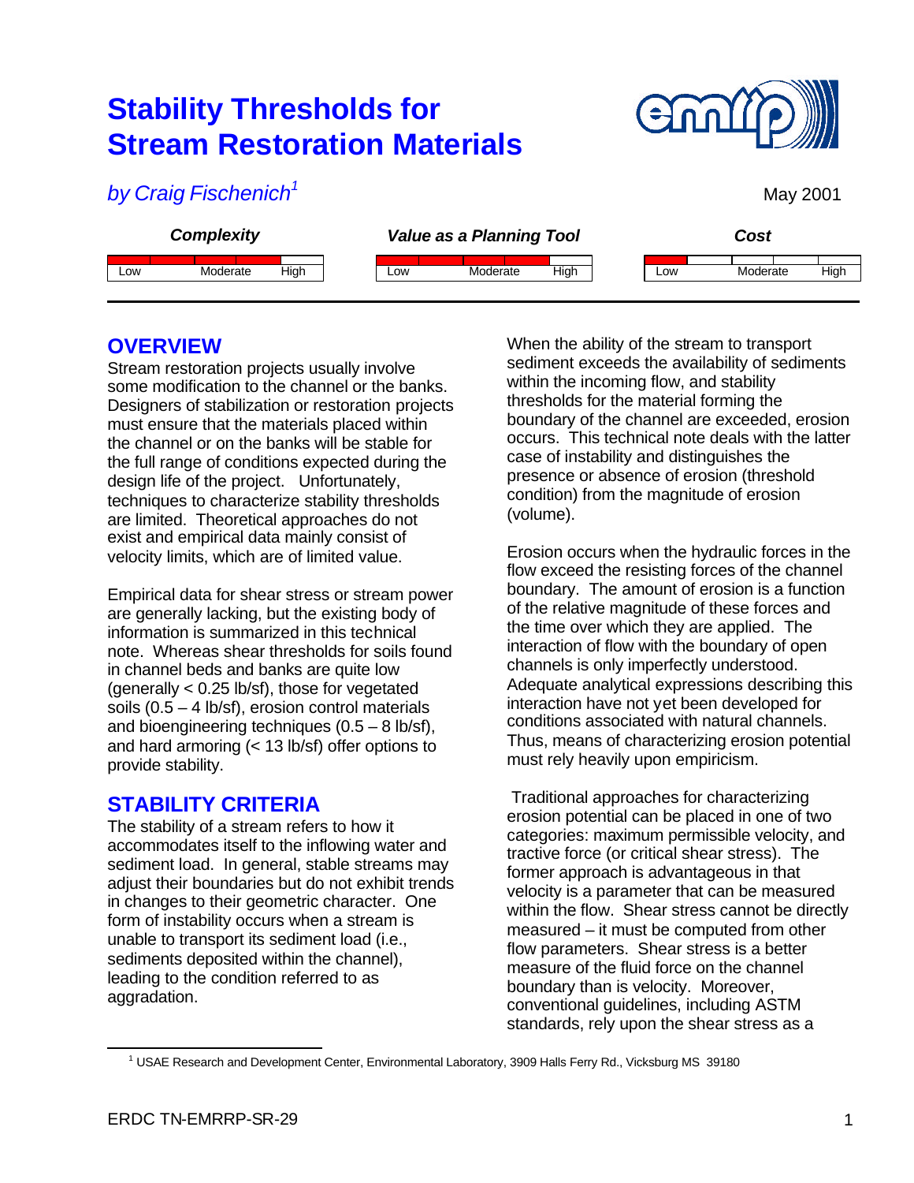# Stability Thresholds for Stream Restoration Materials

*by Craig Fischenich*[1]

May 2001

| *Complexity* | *Value as a Planning Tool* | *Cost* |
| --- | --- | --- |
| Low / Moderate / High | Low / Moderate / High | Low / Moderate / High |

## OVERVIEW

Stream restoration projects usually involve some modification to the channel or the banks. Designers of stabilization or restoration projects must ensure that the materials placed within the channel or on the banks will be stable for the full range of conditions expected during the design life of the project. Unfortunately, techniques to characterize stability thresholds are limited. Theoretical approaches do not exist and empirical data mainly consist of velocity limits, which are of limited value.

Empirical data for shear stress or stream power are generally lacking, but the existing body of information is summarized in this technical note. Whereas shear thresholds for soils found in channel beds and banks are quite low (generally < 0.25 lb/sf), those for vegetated soils (0.5 – 4 lb/sf), erosion control materials and bioengineering techniques (0.5 – 8 lb/sf), and hard armoring (< 13 lb/sf) offer options to provide stability.

## STABILITY CRITERIA

The stability of a stream refers to how it accommodates itself to the inflowing water and sediment load. In general, stable streams may adjust their boundaries but do not exhibit trends in changes to their geometric character. One form of instability occurs when a stream is unable to transport its sediment load (i.e., sediments deposited within the channel), leading to the condition referred to as aggradation.

When the ability of the stream to transport sediment exceeds the availability of sediments within the incoming flow, and stability thresholds for the material forming the boundary of the channel are exceeded, erosion occurs. This technical note deals with the latter case of instability and distinguishes the presence or absence of erosion (threshold condition) from the magnitude of erosion (volume).

Erosion occurs when the hydraulic forces in the flow exceed the resisting forces of the channel boundary. The amount of erosion is a function of the relative magnitude of these forces and the time over which they are applied. The interaction of flow with the boundary of open channels is only imperfectly understood. Adequate analytical expressions describing this interaction have not yet been developed for conditions associated with natural channels. Thus, means of characterizing erosion potential must rely heavily upon empiricism.

Traditional approaches for characterizing erosion potential can be placed in one of two categories: maximum permissible velocity, and tractive force (or critical shear stress). The former approach is advantageous in that velocity is a parameter that can be measured within the flow. Shear stress cannot be directly measured – it must be computed from other flow parameters. Shear stress is a better measure of the fluid force on the channel boundary than is velocity. Moreover, conventional guidelines, including ASTM standards, rely upon the shear stress as a

[1] USAE Research and Development Center, Environmental Laboratory, 3909 Halls Ferry Rd., Vicksburg MS 39180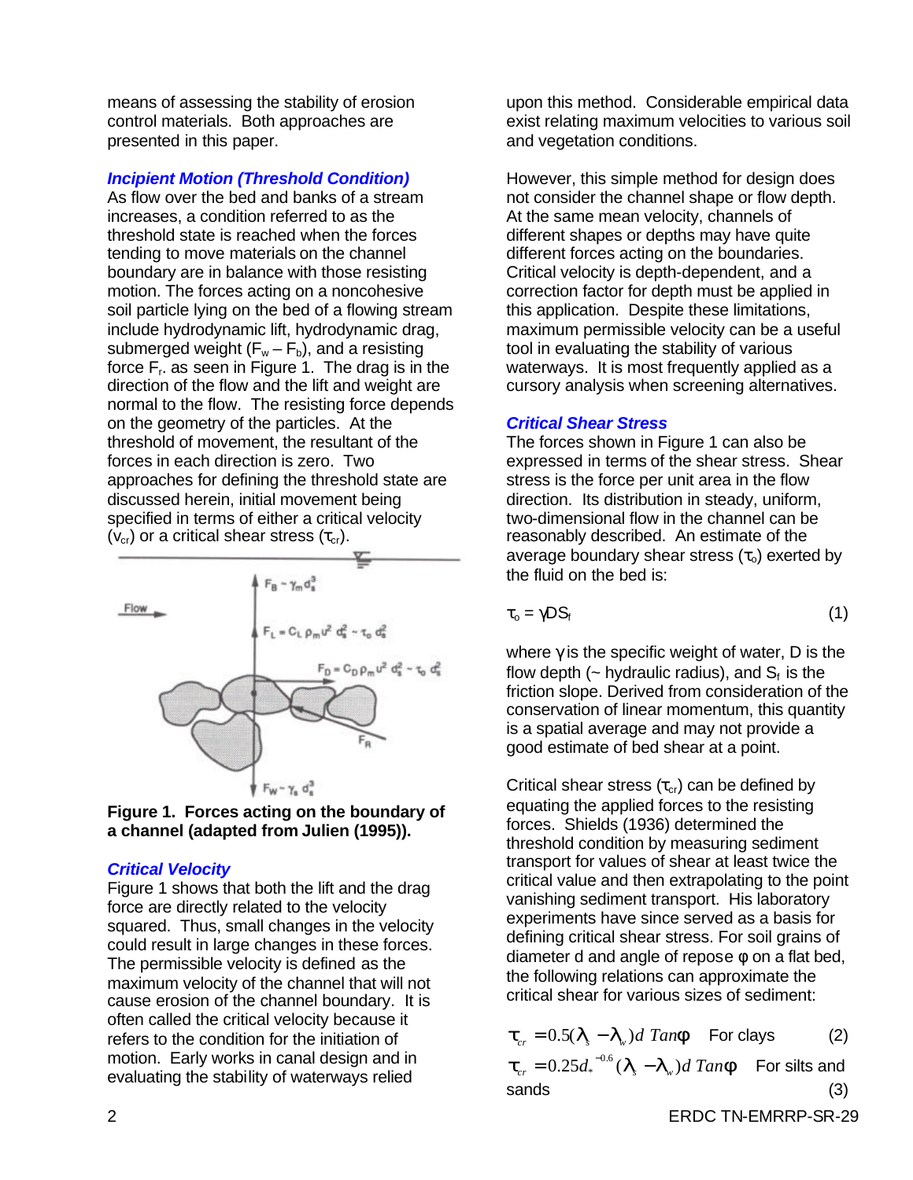means of assessing the stability of erosion control materials. Both approaches are presented in this paper.

### *Incipient Motion (Threshold Condition)*

As flow over the bed and banks of a stream increases, a condition referred to as the threshold state is reached when the forces tending to move materials on the channel boundary are in balance with those resisting motion. The forces acting on a noncohesive soil particle lying on the bed of a flowing stream include hydrodynamic lift, hydrodynamic drag, submerged weight ($F_w - F_b$), and a resisting force $F_r$. as seen in Figure 1. The drag is in the direction of the flow and the lift and weight are normal to the flow. The resisting force depends on the geometry of the particles. At the threshold of movement, the resultant of the forces in each direction is zero. Two approaches for defining the threshold state are discussed herein, initial movement being specified in terms of either a critical velocity ($v_{cr}$) or a critical shear stress ($\tau_{cr}$).

**Figure 1. Forces acting on the boundary of a channel (adapted from Julien (1995)).**

### *Critical Velocity*

Figure 1 shows that both the lift and the drag force are directly related to the velocity squared. Thus, small changes in the velocity could result in large changes in these forces. The permissible velocity is defined as the maximum velocity of the channel that will not cause erosion of the channel boundary. It is often called the critical velocity because it refers to the condition for the initiation of motion. Early works in canal design and in evaluating the stability of waterways relied upon this method. Considerable empirical data exist relating maximum velocities to various soil and vegetation conditions.

However, this simple method for design does not consider the channel shape or flow depth. At the same mean velocity, channels of different shapes or depths may have quite different forces acting on the boundaries. Critical velocity is depth-dependent, and a correction factor for depth must be applied in this application. Despite these limitations, maximum permissible velocity can be a useful tool in evaluating the stability of various waterways. It is most frequently applied as a cursory analysis when screening alternatives.

### *Critical Shear Stress*

The forces shown in Figure 1 can also be expressed in terms of the shear stress. Shear stress is the force per unit area in the flow direction. Its distribution in steady, uniform, two-dimensional flow in the channel can be reasonably described. An estimate of the average boundary shear stress ($\tau_o$) exerted by the fluid on the bed is:

$$\tau_o = \gamma D S_f \qquad (1)$$

where $\gamma$ is the specific weight of water, D is the flow depth (~ hydraulic radius), and $S_f$ is the friction slope. Derived from consideration of the conservation of linear momentum, this quantity is a spatial average and may not provide a good estimate of bed shear at a point.

Critical shear stress ($\tau_{cr}$) can be defined by equating the applied forces to the resisting forces. Shields (1936) determined the threshold condition by measuring sediment transport for values of shear at least twice the critical value and then extrapolating to the point vanishing sediment transport. His laboratory experiments have since served as a basis for defining critical shear stress. For soil grains of diameter d and angle of repose $\phi$ on a flat bed, the following relations can approximate the critical shear for various sizes of sediment:

$$\tau_{cr} = 0.5(\lambda_s - \lambda_w) d \, Tan\phi \quad \text{For clays} \qquad (2)$$

$$\tau_{cr} = 0.25 d_*^{-0.6} (\lambda_s - \lambda_w) d \, Tan\phi \quad \text{For silts and sands} \qquad (3)$$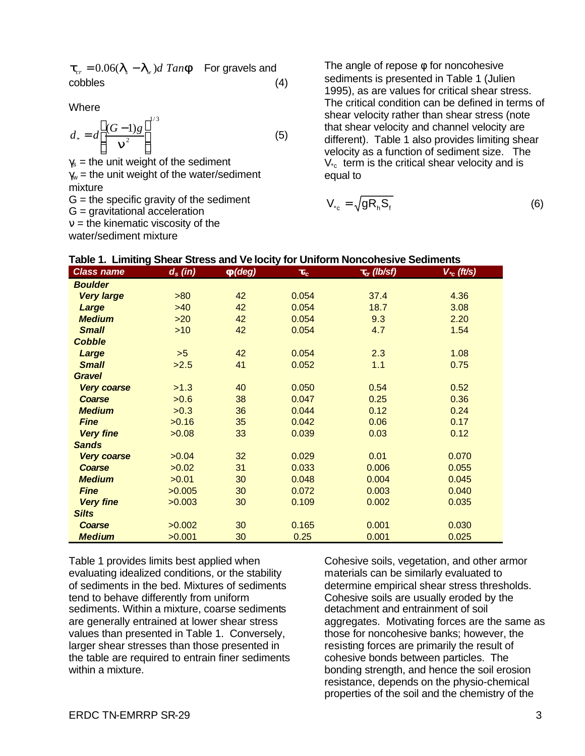$$\tau_{cr} = 0.06(\lambda_s - \lambda_w)d\ Tan\phi$$ For gravels and cobbles (4)

Where

$$d_* = d\left[\frac{(G-1)g}{\nu^2}\right]^{1/3} \quad (5)$$

$\gamma_s$ = the unit weight of the sediment
$\gamma_w$ = the unit weight of the water/sediment mixture
G = the specific gravity of the sediment
G = gravitational acceleration
$\nu$ = the kinematic viscosity of the water/sediment mixture

The angle of repose $\phi$ for noncohesive sediments is presented in Table 1 (Julien 1995), as are values for critical shear stress. The critical condition can be defined in terms of shear velocity rather than shear stress (note that shear velocity and channel velocity are different). Table 1 also provides limiting shear velocity as a function of sediment size. The $V_{*c}$ term is the critical shear velocity and is equal to

$$V_{*c} = \sqrt{gR_hS_f} \quad (6)$$

**Table 1. Limiting Shear Stress and Velocity for Uniform Noncohesive Sediments**

| Class name | $d_s$ (in) | $\phi$(deg) | $\tau_c$ | $\tau_{cr}$ (lb/sf) | $V_{*c}$ (ft/s) |
|---|---|---|---|---|---|
| **Boulder** | | | | | |
| **Very large** | >80 | 42 | 0.054 | 37.4 | 4.36 |
| **Large** | >40 | 42 | 0.054 | 18.7 | 3.08 |
| **Medium** | >20 | 42 | 0.054 | 9.3 | 2.20 |
| **Small** | >10 | 42 | 0.054 | 4.7 | 1.54 |
| **Cobble** | | | | | |
| **Large** | >5 | 42 | 0.054 | 2.3 | 1.08 |
| **Small** | >2.5 | 41 | 0.052 | 1.1 | 0.75 |
| **Gravel** | | | | | |
| **Very coarse** | >1.3 | 40 | 0.050 | 0.54 | 0.52 |
| **Coarse** | >0.6 | 38 | 0.047 | 0.25 | 0.36 |
| **Medium** | >0.3 | 36 | 0.044 | 0.12 | 0.24 |
| **Fine** | >0.16 | 35 | 0.042 | 0.06 | 0.17 |
| **Very fine** | >0.08 | 33 | 0.039 | 0.03 | 0.12 |
| **Sands** | | | | | |
| **Very coarse** | >0.04 | 32 | 0.029 | 0.01 | 0.070 |
| **Coarse** | >0.02 | 31 | 0.033 | 0.006 | 0.055 |
| **Medium** | >0.01 | 30 | 0.048 | 0.004 | 0.045 |
| **Fine** | >0.005 | 30 | 0.072 | 0.003 | 0.040 |
| **Very fine** | >0.003 | 30 | 0.109 | 0.002 | 0.035 |
| **Silts** | | | | | |
| **Coarse** | >0.002 | 30 | 0.165 | 0.001 | 0.030 |
| **Medium** | >0.001 | 30 | 0.25 | 0.001 | 0.025 |

Table 1 provides limits best applied when evaluating idealized conditions, or the stability of sediments in the bed. Mixtures of sediments tend to behave differently from uniform sediments. Within a mixture, coarse sediments are generally entrained at lower shear stress values than presented in Table 1. Conversely, larger shear stresses than those presented in the table are required to entrain finer sediments within a mixture.

Cohesive soils, vegetation, and other armor materials can be similarly evaluated to determine empirical shear stress thresholds. Cohesive soils are usually eroded by the detachment and entrainment of soil aggregates. Motivating forces are the same as those for noncohesive banks; however, the resisting forces are primarily the result of cohesive bonds between particles. The bonding strength, and hence the soil erosion resistance, depends on the physio-chemical properties of the soil and the chemistry of the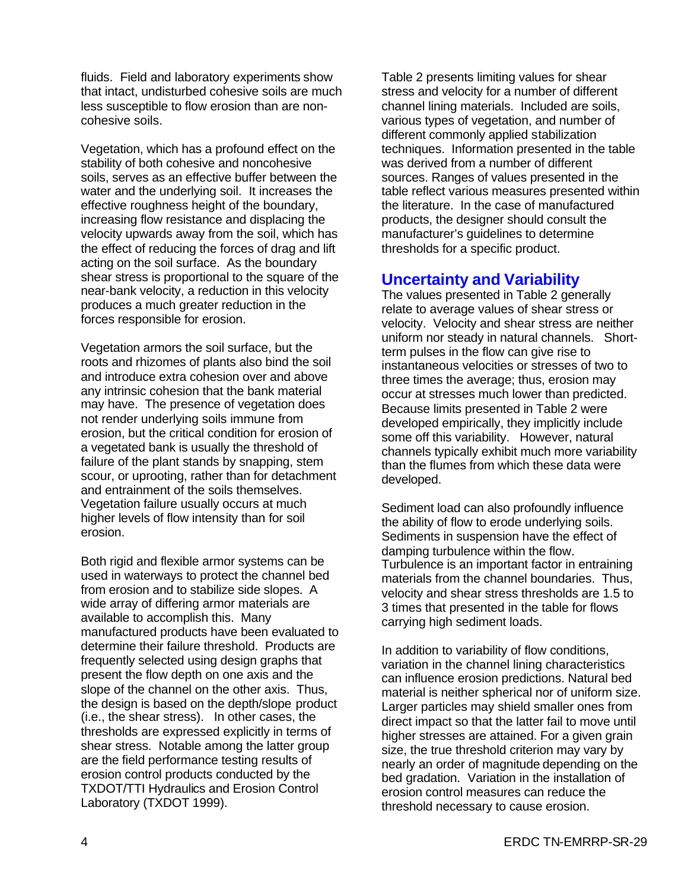fluids. Field and laboratory experiments show that intact, undisturbed cohesive soils are much less susceptible to flow erosion than are non-cohesive soils.

Vegetation, which has a profound effect on the stability of both cohesive and noncohesive soils, serves as an effective buffer between the water and the underlying soil. It increases the effective roughness height of the boundary, increasing flow resistance and displacing the velocity upwards away from the soil, which has the effect of reducing the forces of drag and lift acting on the soil surface. As the boundary shear stress is proportional to the square of the near-bank velocity, a reduction in this velocity produces a much greater reduction in the forces responsible for erosion.

Vegetation armors the soil surface, but the roots and rhizomes of plants also bind the soil and introduce extra cohesion over and above any intrinsic cohesion that the bank material may have. The presence of vegetation does not render underlying soils immune from erosion, but the critical condition for erosion of a vegetated bank is usually the threshold of failure of the plant stands by snapping, stem scour, or uprooting, rather than for detachment and entrainment of the soils themselves. Vegetation failure usually occurs at much higher levels of flow intensity than for soil erosion.

Both rigid and flexible armor systems can be used in waterways to protect the channel bed from erosion and to stabilize side slopes. A wide array of differing armor materials are available to accomplish this. Many manufactured products have been evaluated to determine their failure threshold. Products are frequently selected using design graphs that present the flow depth on one axis and the slope of the channel on the other axis. Thus, the design is based on the depth/slope product (i.e., the shear stress). In other cases, the thresholds are expressed explicitly in terms of shear stress. Notable among the latter group are the field performance testing results of erosion control products conducted by the TXDOT/TTI Hydraulics and Erosion Control Laboratory (TXDOT 1999).

Table 2 presents limiting values for shear stress and velocity for a number of different channel lining materials. Included are soils, various types of vegetation, and number of different commonly applied stabilization techniques. Information presented in the table was derived from a number of different sources. Ranges of values presented in the table reflect various measures presented within the literature. In the case of manufactured products, the designer should consult the manufacturer's guidelines to determine thresholds for a specific product.

## Uncertainty and Variability

The values presented in Table 2 generally relate to average values of shear stress or velocity. Velocity and shear stress are neither uniform nor steady in natural channels. Short-term pulses in the flow can give rise to instantaneous velocities or stresses of two to three times the average; thus, erosion may occur at stresses much lower than predicted. Because limits presented in Table 2 were developed empirically, they implicitly include some off this variability. However, natural channels typically exhibit much more variability than the flumes from which these data were developed.

Sediment load can also profoundly influence the ability of flow to erode underlying soils. Sediments in suspension have the effect of damping turbulence within the flow. Turbulence is an important factor in entraining materials from the channel boundaries. Thus, velocity and shear stress thresholds are 1.5 to 3 times that presented in the table for flows carrying high sediment loads.

In addition to variability of flow conditions, variation in the channel lining characteristics can influence erosion predictions. Natural bed material is neither spherical nor of uniform size. Larger particles may shield smaller ones from direct impact so that the latter fail to move until higher stresses are attained. For a given grain size, the true threshold criterion may vary by nearly an order of magnitude depending on the bed gradation. Variation in the installation of erosion control measures can reduce the threshold necessary to cause erosion.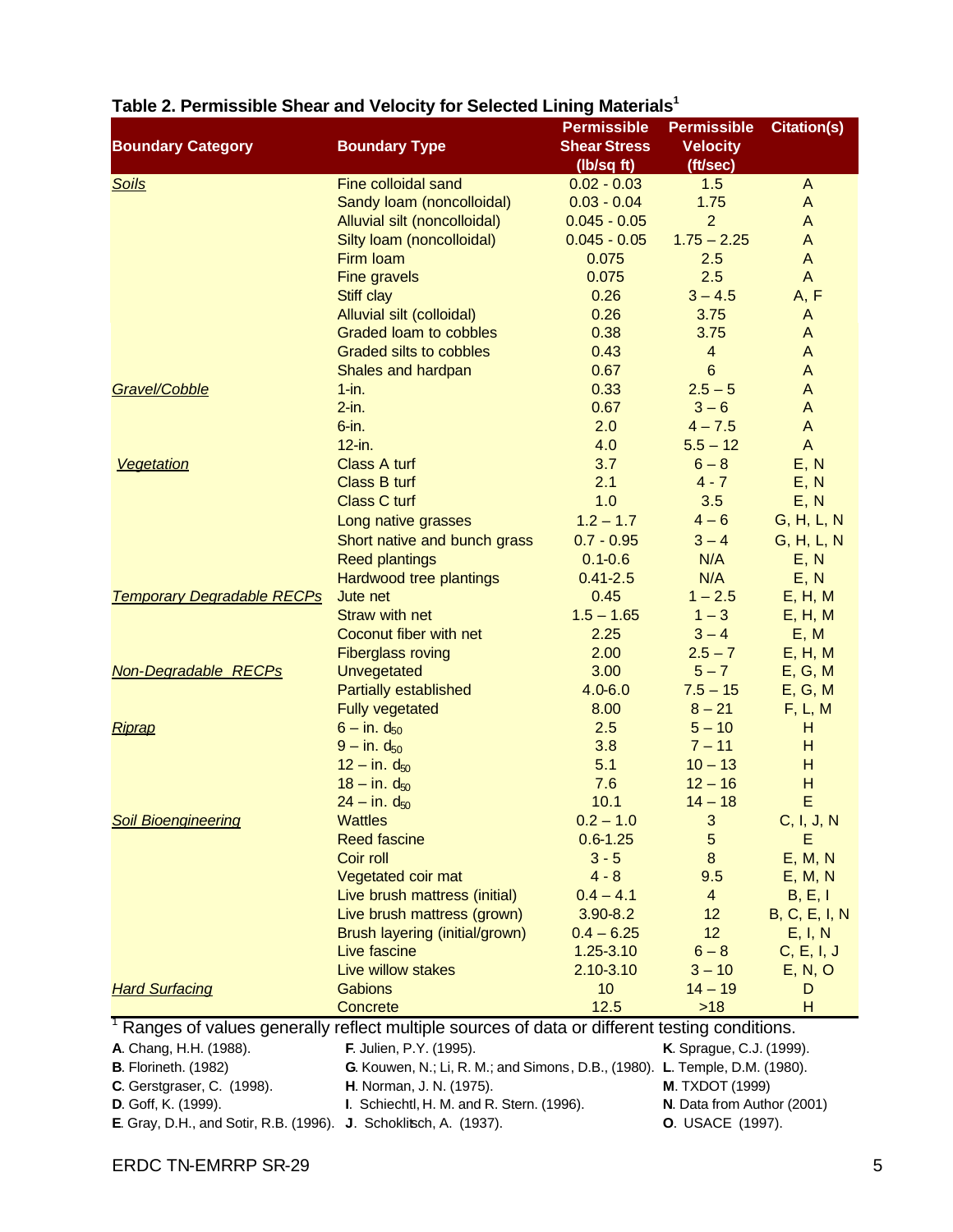**Table 2. Permissible Shear and Velocity for Selected Lining Materials[1]**

| Boundary Category | Boundary Type | Permissible Shear Stress (lb/sq ft) | Permissible Velocity (ft/sec) | Citation(s) |
|---|---|---|---|---|
| *Soils* | Fine colloidal sand | 0.02 - 0.03 | 1.5 | A |
| | Sandy loam (noncolloidal) | 0.03 - 0.04 | 1.75 | A |
| | Alluvial silt (noncolloidal) | 0.045 - 0.05 | 2 | A |
| | Silty loam (noncolloidal) | 0.045 - 0.05 | 1.75 – 2.25 | A |
| | Firm loam | 0.075 | 2.5 | A |
| | Fine gravels | 0.075 | 2.5 | A |
| | Stiff clay | 0.26 | 3 – 4.5 | A, F |
| | Alluvial silt (colloidal) | 0.26 | 3.75 | A |
| | Graded loam to cobbles | 0.38 | 3.75 | A |
| | Graded silts to cobbles | 0.43 | 4 | A |
| | Shales and hardpan | 0.67 | 6 | A |
| *Gravel/Cobble* | 1-in. | 0.33 | 2.5 – 5 | A |
| | 2-in. | 0.67 | 3 – 6 | A |
| | 6-in. | 2.0 | 4 – 7.5 | A |
| | 12-in. | 4.0 | 5.5 – 12 | A |
| *Vegetation* | Class A turf | 3.7 | 6 – 8 | E, N |
| | Class B turf | 2.1 | 4 - 7 | E, N |
| | Class C turf | 1.0 | 3.5 | E, N |
| | Long native grasses | 1.2 – 1.7 | 4 – 6 | G, H, L, N |
| | Short native and bunch grass | 0.7 - 0.95 | 3 – 4 | G, H, L, N |
| | Reed plantings | 0.1-0.6 | N/A | E, N |
| | Hardwood tree plantings | 0.41-2.5 | N/A | E, N |
| *Temporary Degradable RECPs* | Jute net | 0.45 | 1 – 2.5 | E, H, M |
| | Straw with net | 1.5 – 1.65 | 1 – 3 | E, H, M |
| | Coconut fiber with net | 2.25 | 3 – 4 | E, M |
| | Fiberglass roving | 2.00 | 2.5 – 7 | E, H, M |
| *Non-Degradable RECPs* | Unvegetated | 3.00 | 5 – 7 | E, G, M |
| | Partially established | 4.0-6.0 | 7.5 – 15 | E, G, M |
| | Fully vegetated | 8.00 | 8 – 21 | F, L, M |
| *Riprap* | 6 – in. $d_{50}$ | 2.5 | 5 – 10 | H |
| | 9 – in. $d_{50}$ | 3.8 | 7 – 11 | H |
| | 12 – in. $d_{50}$ | 5.1 | 10 – 13 | H |
| | 18 – in. $d_{50}$ | 7.6 | 12 – 16 | H |
| | 24 – in. $d_{50}$ | 10.1 | 14 – 18 | E |
| *Soil Bioengineering* | Wattles | 0.2 – 1.0 | 3 | C, I, J, N |
| | Reed fascine | 0.6-1.25 | 5 | E |
| | Coir roll | 3 - 5 | 8 | E, M, N |
| | Vegetated coir mat | 4 - 8 | 9.5 | E, M, N |
| | Live brush mattress (initial) | 0.4 – 4.1 | 4 | B, E, I |
| | Live brush mattress (grown) | 3.90-8.2 | 12 | B, C, E, I, N |
| | Brush layering (initial/grown) | 0.4 – 6.25 | 12 | E, I, N |
| | Live fascine | 1.25-3.10 | 6 – 8 | C, E, I, J |
| | Live willow stakes | 2.10-3.10 | 3 – 10 | E, N, O |
| *Hard Surfacing* | Gabions | 10 | 14 – 19 | D |
| | Concrete | 12.5 | >18 | H |

[1] Ranges of values generally reflect multiple sources of data or different testing conditions.

**A**. Chang, H.H. (1988).
**B**. Florineth. (1982)
**C**. Gerstgraser, C. (1998).
**D**. Goff, K. (1999).
**E**. Gray, D.H., and Sotir, R.B. (1996).
**F**. Julien, P.Y. (1995).
**G**. Kouwen, N.; Li, R. M.; and Simons, D.B., (1980).
**H**. Norman, J. N. (1975).
**I**. Schiechtl, H. M. and R. Stern. (1996).
**J**. Schoklitsch, A. (1937).
**K**. Sprague, C.J. (1999).
**L**. Temple, D.M. (1980).
**M**. TXDOT (1999)
**N**. Data from Author (2001)
**O**. USACE (1997).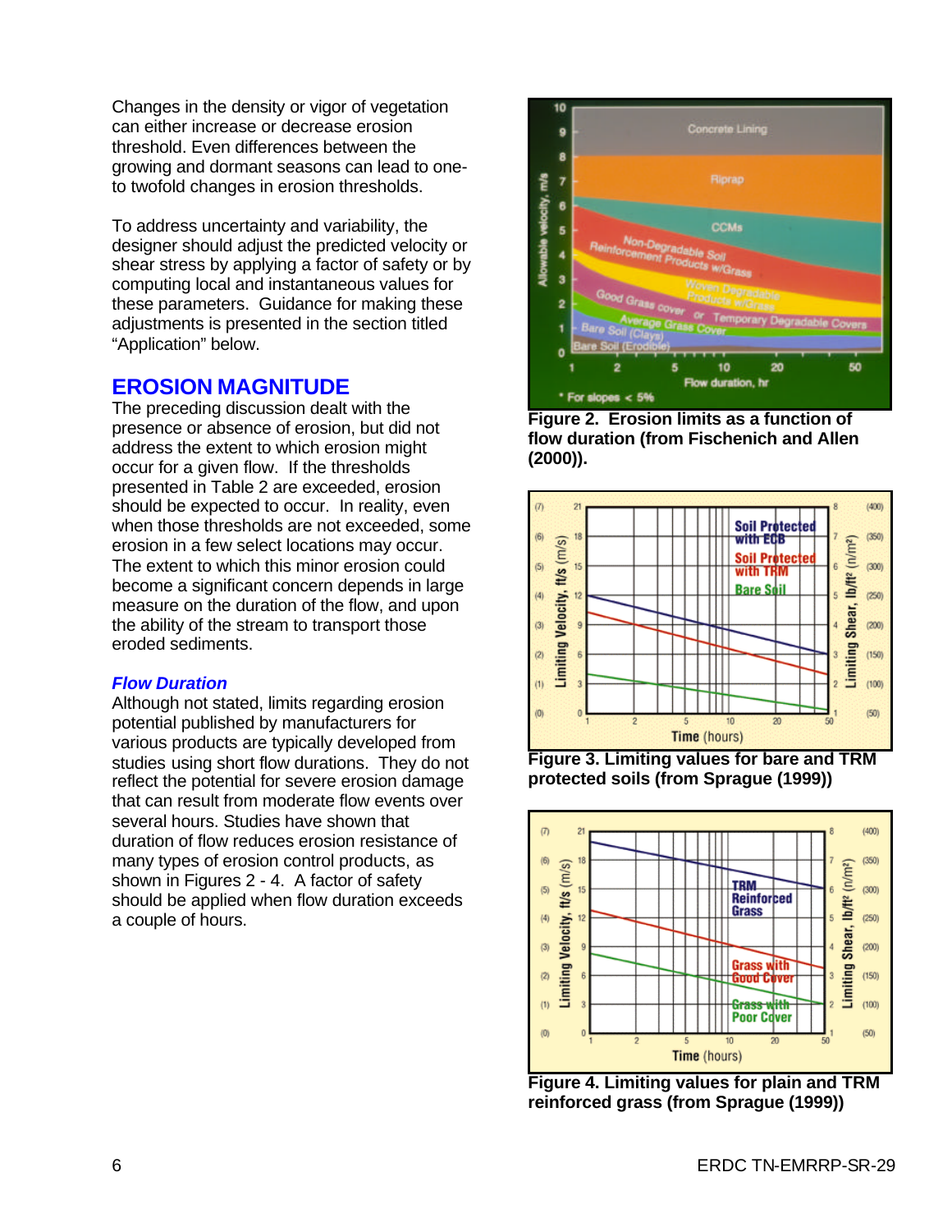Changes in the density or vigor of vegetation can either increase or decrease erosion threshold. Even differences between the growing and dormant seasons can lead to one- to twofold changes in erosion thresholds.

To address uncertainty and variability, the designer should adjust the predicted velocity or shear stress by applying a factor of safety or by computing local and instantaneous values for these parameters. Guidance for making these adjustments is presented in the section titled "Application" below.

## EROSION MAGNITUDE

The preceding discussion dealt with the presence or absence of erosion, but did not address the extent to which erosion might occur for a given flow. If the thresholds presented in Table 2 are exceeded, erosion should be expected to occur. In reality, even when those thresholds are not exceeded, some erosion in a few select locations may occur. The extent to which this minor erosion could become a significant concern depends in large measure on the duration of the flow, and upon the ability of the stream to transport those eroded sediments.

### *Flow Duration*

Although not stated, limits regarding erosion potential published by manufacturers for various products are typically developed from studies using short flow durations. They do not reflect the potential for severe erosion damage that can result from moderate flow events over several hours. Studies have shown that duration of flow reduces erosion resistance of many types of erosion control products, as shown in Figures 2 - 4. A factor of safety should be applied when flow duration exceeds a couple of hours.

**Figure 2. Erosion limits as a function of flow duration (from Fischenich and Allen (2000)).**

**Figure 3. Limiting values for bare and TRM protected soils (from Sprague (1999))**

**Figure 4. Limiting values for plain and TRM reinforced grass (from Sprague (1999))**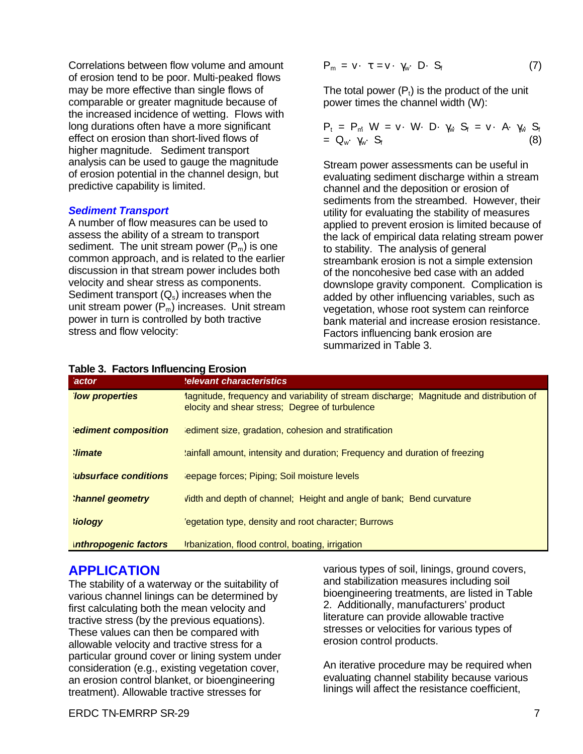Correlations between flow volume and amount of erosion tend to be poor. Multi-peaked flows may be more effective than single flows of comparable or greater magnitude because of the increased incidence of wetting. Flows with long durations often have a more significant effect on erosion than short-lived flows of higher magnitude. Sediment transport analysis can be used to gauge the magnitude of erosion potential in the channel design, but predictive capability is limited.

### *Sediment Transport*

A number of flow measures can be used to assess the ability of a stream to transport sediment. The unit stream power ($P_m$) is one common approach, and is related to the earlier discussion in that stream power includes both velocity and shear stress as components. Sediment transport ($Q_s$) increases when the unit stream power ($P_m$) increases. Unit stream power in turn is controlled by both tractive stress and flow velocity:

$$P_m = v \cdot \tau = v \cdot \gamma_w \cdot D \cdot S_f \qquad (7)$$

The total power ($P_t$) is the product of the unit power times the channel width (W):

$$P_t = P_m \cdot W = v \cdot W \cdot D \cdot \gamma_w \cdot S_f = v \cdot A \cdot \gamma_w \cdot S_f = Q_w \cdot \gamma_w \cdot S_f \qquad (8)$$

Stream power assessments can be useful in evaluating sediment discharge within a stream channel and the deposition or erosion of sediments from the streambed. However, their utility for evaluating the stability of measures applied to prevent erosion is limited because of the lack of empirical data relating stream power to stability. The analysis of general streambank erosion is not a simple extension of the noncohesive bed case with an added downslope gravity component. Complication is added by other influencing variables, such as vegetation, whose root system can reinforce bank material and increase erosion resistance. Factors influencing bank erosion are summarized in Table 3.

**Table 3. Factors Influencing Erosion**

| *Factor* | *Relevant characteristics* |
|---|---|
| ***Flow properties*** | Magnitude, frequency and variability of stream discharge; Magnitude and distribution of velocity and shear stress; Degree of turbulence |
| ***Sediment composition*** | Sediment size, gradation, cohesion and stratification |
| ***Climate*** | Rainfall amount, intensity and duration; Frequency and duration of freezing |
| ***Subsurface conditions*** | Seepage forces; Piping; Soil moisture levels |
| ***Channel geometry*** | Width and depth of channel; Height and angle of bank; Bend curvature |
| ***Biology*** | Vegetation type, density and root character; Burrows |
| ***Anthropogenic factors*** | Urbanization, flood control, boating, irrigation |

## APPLICATION

The stability of a waterway or the suitability of various channel linings can be determined by first calculating both the mean velocity and tractive stress (by the previous equations). These values can then be compared with allowable velocity and tractive stress for a particular ground cover or lining system under consideration (e.g., existing vegetation cover, an erosion control blanket, or bioengineering treatment). Allowable tractive stresses for various types of soil, linings, ground covers, and stabilization measures including soil bioengineering treatments, are listed in Table 2. Additionally, manufacturers' product literature can provide allowable tractive stresses or velocities for various types of erosion control products.

An iterative procedure may be required when evaluating channel stability because various linings will affect the resistance coefficient,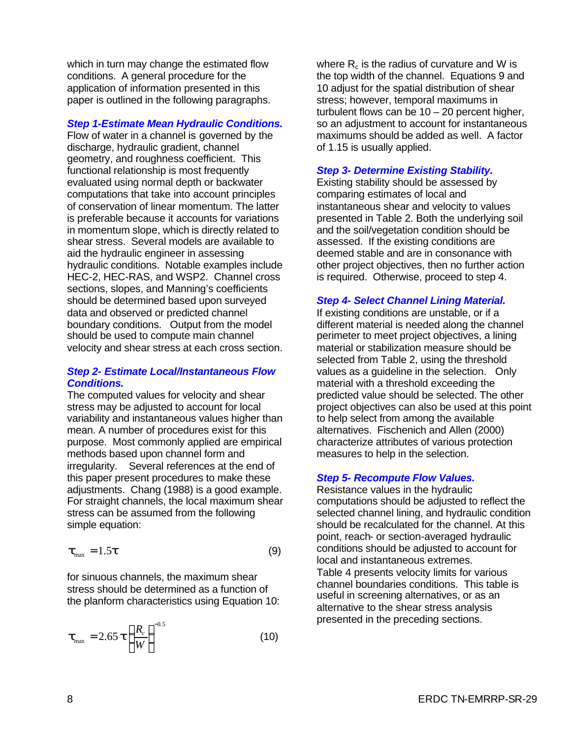which in turn may change the estimated flow conditions. A general procedure for the application of information presented in this paper is outlined in the following paragraphs.

***Step 1-Estimate Mean Hydraulic Conditions.*** Flow of water in a channel is governed by the discharge, hydraulic gradient, channel geometry, and roughness coefficient. This functional relationship is most frequently evaluated using normal depth or backwater computations that take into account principles of conservation of linear momentum. The latter is preferable because it accounts for variations in momentum slope, which is directly related to shear stress. Several models are available to aid the hydraulic engineer in assessing hydraulic conditions. Notable examples include HEC-2, HEC-RAS, and WSP2. Channel cross sections, slopes, and Manning's coefficients should be determined based upon surveyed data and observed or predicted channel boundary conditions. Output from the model should be used to compute main channel velocity and shear stress at each cross section.

***Step 2- Estimate Local/Instantaneous Flow Conditions.***
The computed values for velocity and shear stress may be adjusted to account for local variability and instantaneous values higher than mean. A number of procedures exist for this purpose. Most commonly applied are empirical methods based upon channel form and irregularity. Several references at the end of this paper present procedures to make these adjustments. Chang (1988) is a good example. For straight channels, the local maximum shear stress can be assumed from the following simple equation:

$$\tau_{max} = 1.5\tau \qquad (9)$$

for sinuous channels, the maximum shear stress should be determined as a function of the planform characteristics using Equation 10:

$$\tau_{max} = 2.65\tau\left(\frac{R_c}{W}\right)^{-0.5} \qquad (10)$$

where $R_c$ is the radius of curvature and W is the top width of the channel. Equations 9 and 10 adjust for the spatial distribution of shear stress; however, temporal maximums in turbulent flows can be 10 – 20 percent higher, so an adjustment to account for instantaneous maximums should be added as well. A factor of 1.15 is usually applied.

***Step 3- Determine Existing Stability.***
Existing stability should be assessed by comparing estimates of local and instantaneous shear and velocity to values presented in Table 2. Both the underlying soil and the soil/vegetation condition should be assessed. If the existing conditions are deemed stable and are in consonance with other project objectives, then no further action is required. Otherwise, proceed to step 4.

***Step 4- Select Channel Lining Material.***
If existing conditions are unstable, or if a different material is needed along the channel perimeter to meet project objectives, a lining material or stabilization measure should be selected from Table 2, using the threshold values as a guideline in the selection. Only material with a threshold exceeding the predicted value should be selected. The other project objectives can also be used at this point to help select from among the available alternatives. Fischenich and Allen (2000) characterize attributes of various protection measures to help in the selection.

***Step 5- Recompute Flow Values.***
Resistance values in the hydraulic computations should be adjusted to reflect the selected channel lining, and hydraulic condition should be recalculated for the channel. At this point, reach- or section-averaged hydraulic conditions should be adjusted to account for local and instantaneous extremes.
Table 4 presents velocity limits for various channel boundaries conditions. This table is useful in screening alternatives, or as an alternative to the shear stress analysis presented in the preceding sections.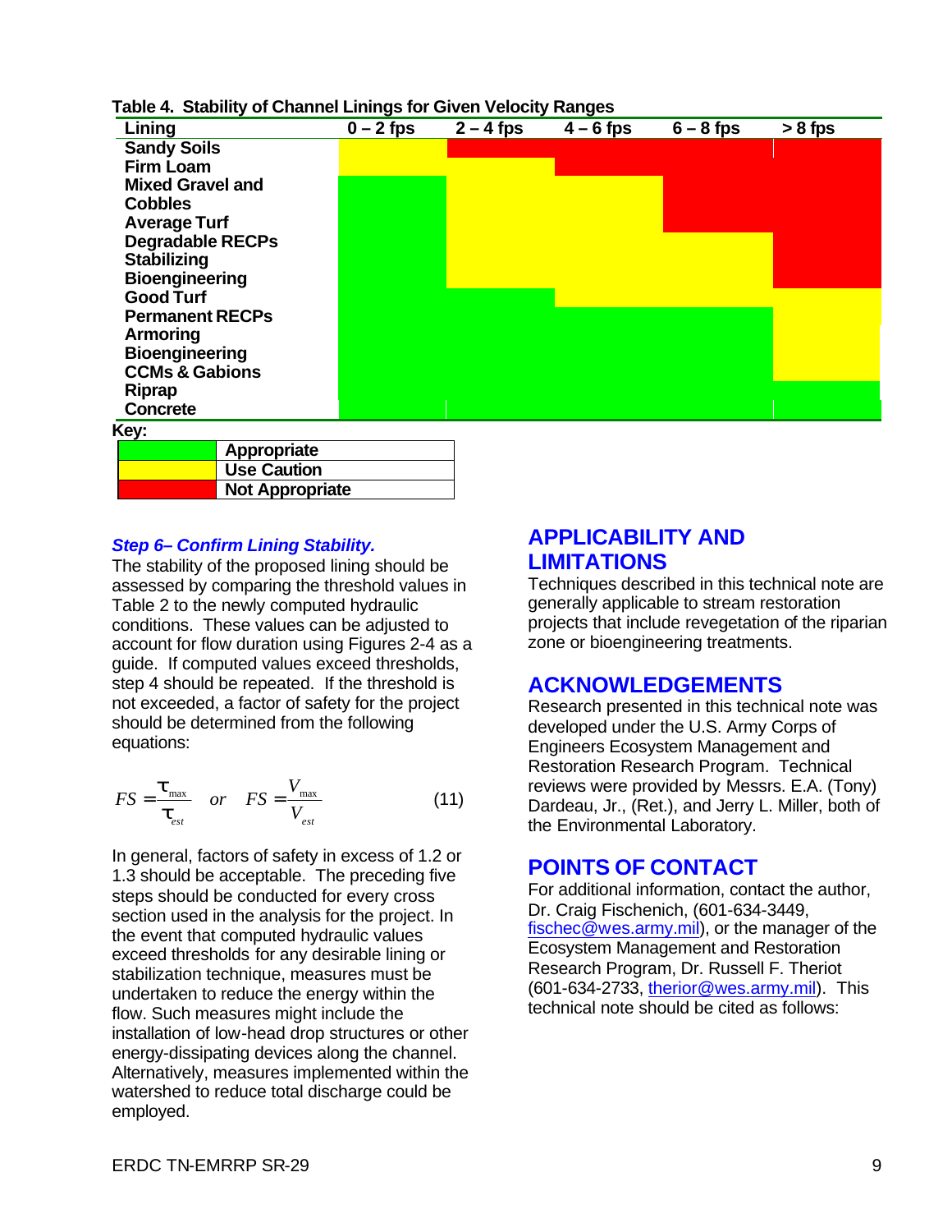**Table 4. Stability of Channel Linings for Given Velocity Ranges**

| Lining | 0 – 2 fps | 2 – 4 fps | 4 – 6 fps | 6 – 8 fps | > 8 fps |
|---|---|---|---|---|---|
| Sandy Soils | Use Caution | Not Appropriate | Not Appropriate | Not Appropriate | Not Appropriate |
| Firm Loam | Use Caution | Use Caution | Not Appropriate | Not Appropriate | Not Appropriate |
| Mixed Gravel and Cobbles | Appropriate | Use Caution | Use Caution | Not Appropriate | Not Appropriate |
| Average Turf | Appropriate | Use Caution | Use Caution | Not Appropriate | Not Appropriate |
| Degradable RECPs | Appropriate | Use Caution | Use Caution | Use Caution | Not Appropriate |
| Stabilizing Bioengineering | Appropriate | Use Caution | Use Caution | Use Caution | Not Appropriate |
| Good Turf | Appropriate | Appropriate | Use Caution | Use Caution | Use Caution |
| Permanent RECPs | Appropriate | Appropriate | Appropriate | Appropriate | Use Caution |
| Armoring Bioengineering | Appropriate | Appropriate | Appropriate | Appropriate | Use Caution |
| CCMs & Gabions | Appropriate | Appropriate | Appropriate | Appropriate | Use Caution |
| Riprap | Appropriate | Appropriate | Appropriate | Appropriate | Appropriate |
| Concrete | Appropriate | Appropriate | Appropriate | Appropriate | Appropriate |

**Key:**

| Color | Meaning |
|---|---|
| Green | Appropriate |
| Yellow | Use Caution |
| Red | Not Appropriate |

***Step 6– Confirm Lining Stability.***
The stability of the proposed lining should be assessed by comparing the threshold values in Table 2 to the newly computed hydraulic conditions. These values can be adjusted to account for flow duration using Figures 2-4 as a guide. If computed values exceed thresholds, step 4 should be repeated. If the threshold is not exceeded, a factor of safety for the project should be determined from the following equations:

$$FS = \frac{\tau_{max}}{\tau_{est}} \quad or \quad FS = \frac{V_{max}}{V_{est}} \tag{11}$$

In general, factors of safety in excess of 1.2 or 1.3 should be acceptable. The preceding five steps should be conducted for every cross section used in the analysis for the project. In the event that computed hydraulic values exceed thresholds for any desirable lining or stabilization technique, measures must be undertaken to reduce the energy within the flow. Such measures might include the installation of low-head drop structures or other energy-dissipating devices along the channel. Alternatively, measures implemented within the watershed to reduce total discharge could be employed.

## APPLICABILITY AND LIMITATIONS

Techniques described in this technical note are generally applicable to stream restoration projects that include revegetation of the riparian zone or bioengineering treatments.

## ACKNOWLEDGEMENTS

Research presented in this technical note was developed under the U.S. Army Corps of Engineers Ecosystem Management and Restoration Research Program. Technical reviews were provided by Messrs. E.A. (Tony) Dardeau, Jr., (Ret.), and Jerry L. Miller, both of the Environmental Laboratory.

## POINTS OF CONTACT

For additional information, contact the author, Dr. Craig Fischenich, (601-634-3449, fischec@wes.army.mil), or the manager of the Ecosystem Management and Restoration Research Program, Dr. Russell F. Theriot (601-634-2733, therior@wes.army.mil). This technical note should be cited as follows: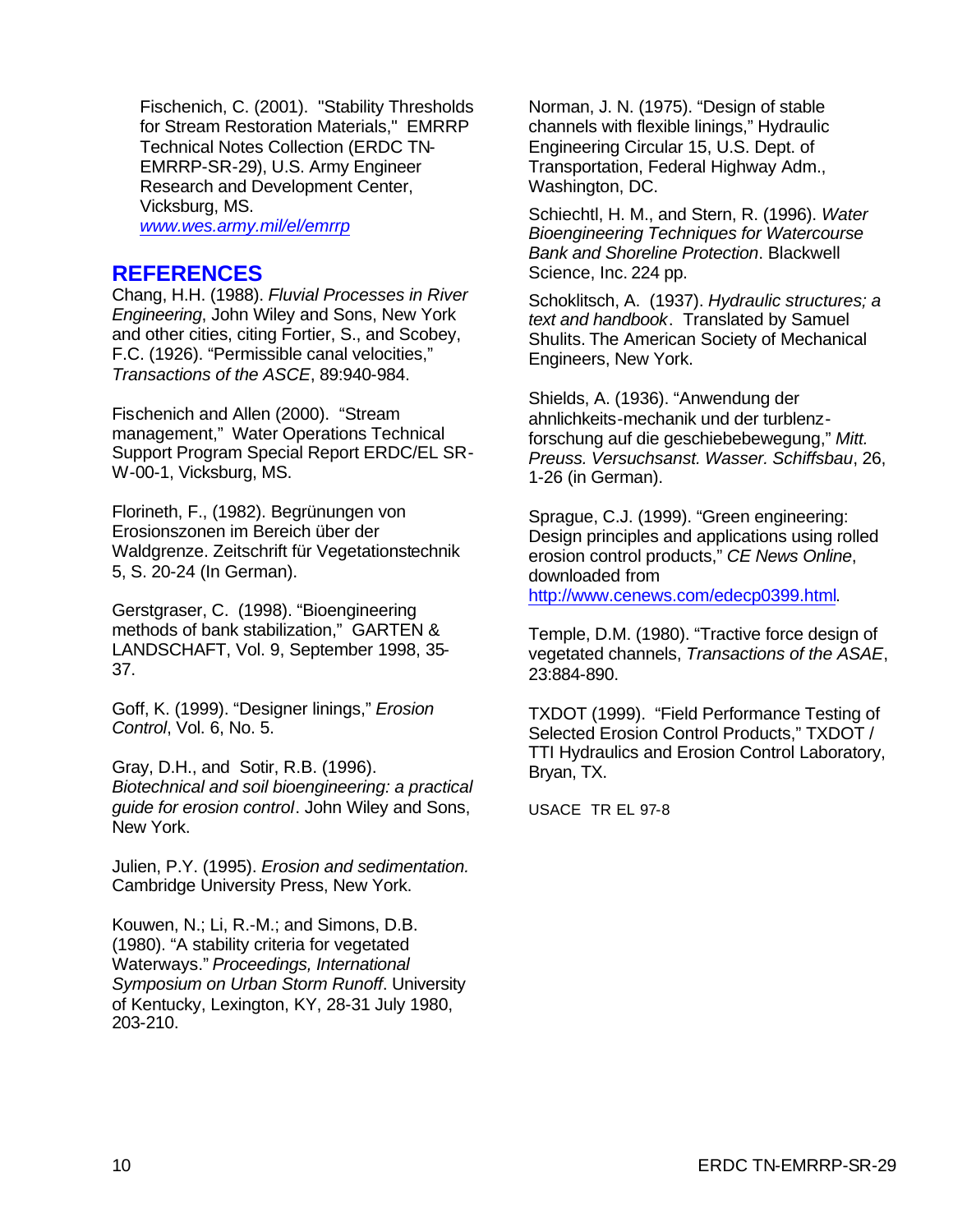Fischenich, C. (2001). "Stability Thresholds for Stream Restoration Materials," EMRRP Technical Notes Collection (ERDC TN-EMRRP-SR-29), U.S. Army Engineer Research and Development Center, Vicksburg, MS. *www.wes.army.mil/el/emrrp*

## REFERENCES

Chang, H.H. (1988). *Fluvial Processes in River Engineering*, John Wiley and Sons, New York and other cities, citing Fortier, S., and Scobey, F.C. (1926). "Permissible canal velocities," *Transactions of the ASCE*, 89:940-984.

Fischenich and Allen (2000). "Stream management," Water Operations Technical Support Program Special Report ERDC/EL SR-W-00-1, Vicksburg, MS.

Florineth, F., (1982). Begrünungen von Erosionszonen im Bereich über der Waldgrenze. Zeitschrift für Vegetationstechnik 5, S. 20-24 (In German).

Gerstgraser, C. (1998). "Bioengineering methods of bank stabilization," GARTEN & LANDSCHAFT, Vol. 9, September 1998, 35-37.

Goff, K. (1999). "Designer linings," *Erosion Control*, Vol. 6, No. 5.

Gray, D.H., and Sotir, R.B. (1996). *Biotechnical and soil bioengineering: a practical guide for erosion control*. John Wiley and Sons, New York.

Julien, P.Y. (1995). *Erosion and sedimentation.* Cambridge University Press, New York.

Kouwen, N.; Li, R.-M.; and Simons, D.B. (1980). "A stability criteria for vegetated Waterways." *Proceedings, International Symposium on Urban Storm Runoff*. University of Kentucky, Lexington, KY, 28-31 July 1980, 203-210.

Norman, J. N. (1975). "Design of stable channels with flexible linings," Hydraulic Engineering Circular 15, U.S. Dept. of Transportation, Federal Highway Adm., Washington, DC.

Schiechtl, H. M., and Stern, R. (1996). *Water Bioengineering Techniques for Watercourse Bank and Shoreline Protection*. Blackwell Science, Inc. 224 pp.

Schoklitsch, A. (1937). *Hydraulic structures; a text and handbook*. Translated by Samuel Shulits. The American Society of Mechanical Engineers, New York.

Shields, A. (1936). "Anwendung der ahnlichkeits-mechanik und der turblenz-forschung auf die geschiebebewegung," *Mitt. Preuss. Versuchsanst. Wasser. Schiffsbau*, 26, 1-26 (in German).

Sprague, C.J. (1999). "Green engineering: Design principles and applications using rolled erosion control products," *CE News Online*, downloaded from http://www.cenews.com/edecp0399.html.

Temple, D.M. (1980). "Tractive force design of vegetated channels, *Transactions of the ASAE*, 23:884-890.

TXDOT (1999). "Field Performance Testing of Selected Erosion Control Products," TXDOT / TTI Hydraulics and Erosion Control Laboratory, Bryan, TX.

USACE TR EL 97-8